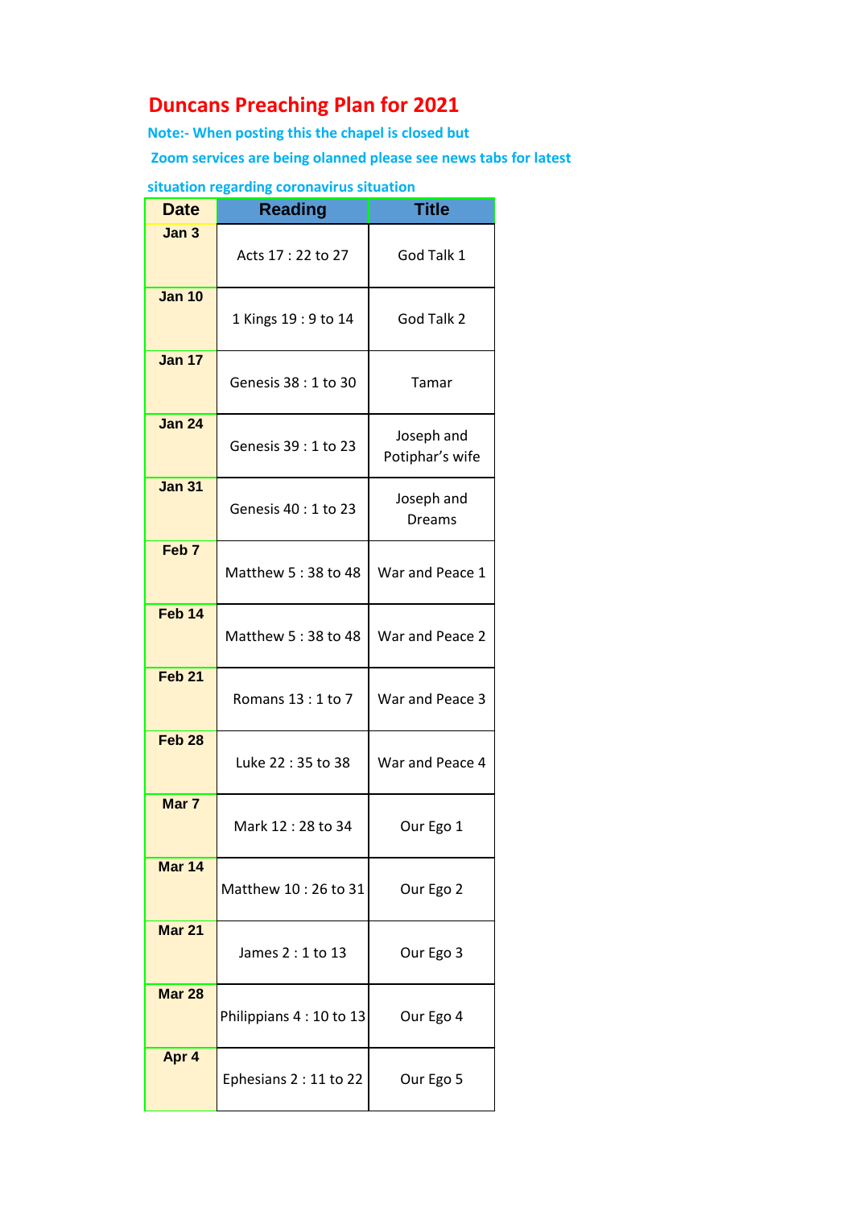# Duncans Preaching Plan for 2021

**Note:- When posting this the chapel is closed but**

**Zoom services are being olanned please see news tabs for latest**

**situation regarding coronavirus situation**

| Date | Reading | Title |
|---|---|---|
| **Jan 3** | Acts 17 : 22 to 27 | God Talk 1 |
| **Jan 10** | 1 Kings 19 : 9 to 14 | God Talk 2 |
| **Jan 17** | Genesis 38 : 1 to 30 | Tamar |
| **Jan 24** | Genesis 39 : 1 to 23 | Joseph and Potiphar's wife |
| **Jan 31** | Genesis 40 : 1 to 23 | Joseph and Dreams |
| **Feb 7** | Matthew 5 : 38 to 48 | War and Peace 1 |
| **Feb 14** | Matthew 5 : 38 to 48 | War and Peace 2 |
| **Feb 21** | Romans 13 : 1 to 7 | War and Peace 3 |
| **Feb 28** | Luke 22 : 35 to 38 | War and Peace 4 |
| **Mar 7** | Mark 12 : 28 to 34 | Our Ego 1 |
| **Mar 14** | Matthew 10 : 26 to 31 | Our Ego 2 |
| **Mar 21** | James 2 : 1 to 13 | Our Ego 3 |
| **Mar 28** | Philippians 4 : 10 to 13 | Our Ego 4 |
| **Apr 4** | Ephesians 2 : 11 to 22 | Our Ego 5 |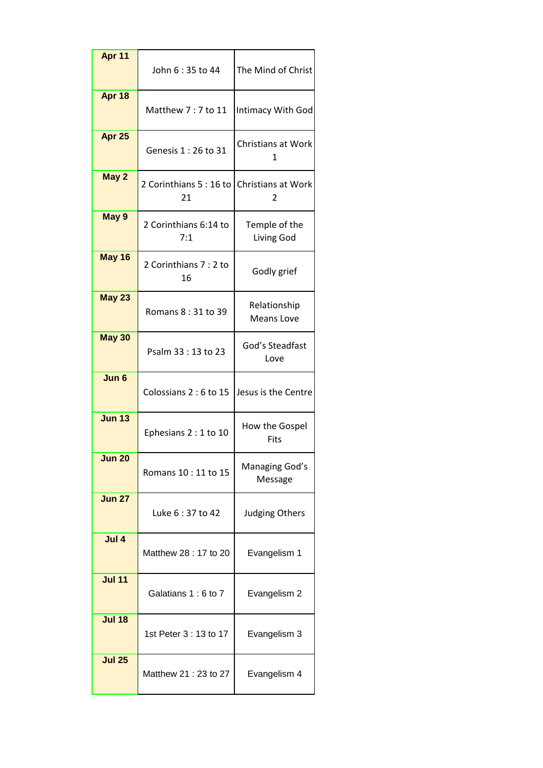| Apr 11 | John 6 : 35 to 44 | The Mind of Christ |
|---|---|---|
| Apr 18 | Matthew 7 : 7 to 11 | Intimacy With God |
| Apr 25 | Genesis 1 : 26 to 31 | Christians at Work 1 |
| May 2 | 2 Corinthians 5 : 16 to 21 | Christians at Work 2 |
| May 9 | 2 Corinthians 6:14 to 7:1 | Temple of the Living God |
| May 16 | 2 Corinthians 7 : 2 to 16 | Godly grief |
| May 23 | Romans 8 : 31 to 39 | Relationship Means Love |
| May 30 | Psalm 33 : 13 to 23 | God's Steadfast Love |
| Jun 6 | Colossians 2 : 6 to 15 | Jesus is the Centre |
| Jun 13 | Ephesians 2 : 1 to 10 | How the Gospel Fits |
| Jun 20 | Romans 10 : 11 to 15 | Managing God's Message |
| Jun 27 | Luke 6 : 37 to 42 | Judging Others |
| Jul 4 | Matthew 28 : 17 to 20 | Evangelism 1 |
| Jul 11 | Galatians 1 : 6 to 7 | Evangelism 2 |
| Jul 18 | 1st Peter 3 : 13 to 17 | Evangelism 3 |
| Jul 25 | Matthew 21 : 23 to 27 | Evangelism 4 |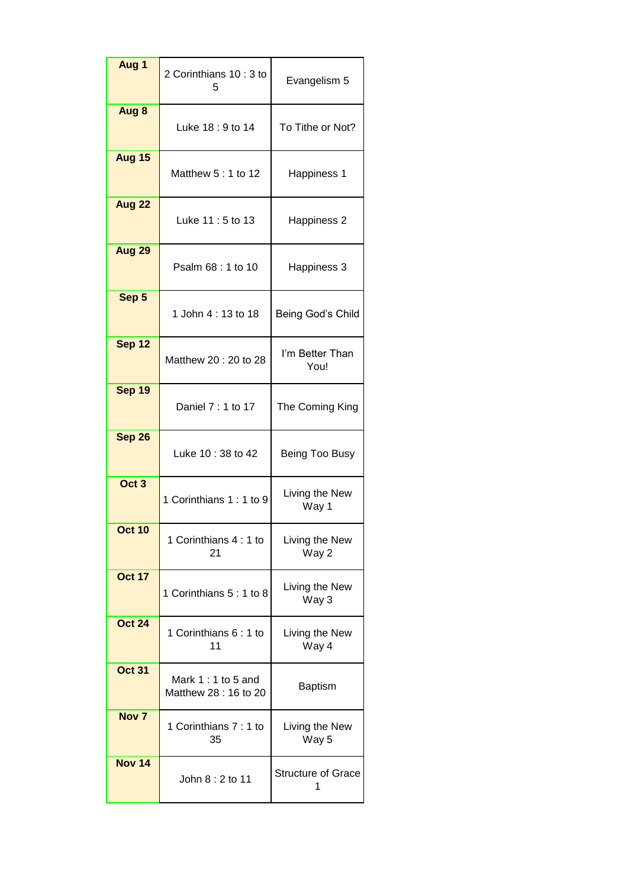| Aug 1 | 2 Corinthians 10 : 3 to 5 | Evangelism 5 |
|---|---|---|
| Aug 8 | Luke 18 : 9 to 14 | To Tithe or Not? |
| Aug 15 | Matthew 5 : 1 to 12 | Happiness 1 |
| Aug 22 | Luke 11 : 5 to 13 | Happiness 2 |
| Aug 29 | Psalm 68 : 1 to 10 | Happiness 3 |
| Sep 5 | 1 John 4 : 13 to 18 | Being God's Child |
| Sep 12 | Matthew 20 : 20 to 28 | I'm Better Than You! |
| Sep 19 | Daniel 7 : 1 to 17 | The Coming King |
| Sep 26 | Luke 10 : 38 to 42 | Being Too Busy |
| Oct 3 | 1 Corinthians 1 : 1 to 9 | Living the New Way 1 |
| Oct 10 | 1 Corinthians 4 : 1 to 21 | Living the New Way 2 |
| Oct 17 | 1 Corinthians 5 : 1 to 8 | Living the New Way 3 |
| Oct 24 | 1 Corinthians 6 : 1 to 11 | Living the New Way 4 |
| Oct 31 | Mark 1 : 1 to 5 and Matthew 28 : 16 to 20 | Baptism |
| Nov 7 | 1 Corinthians 7 : 1 to 35 | Living the New Way 5 |
| Nov 14 | John 8 : 2 to 11 | Structure of Grace 1 |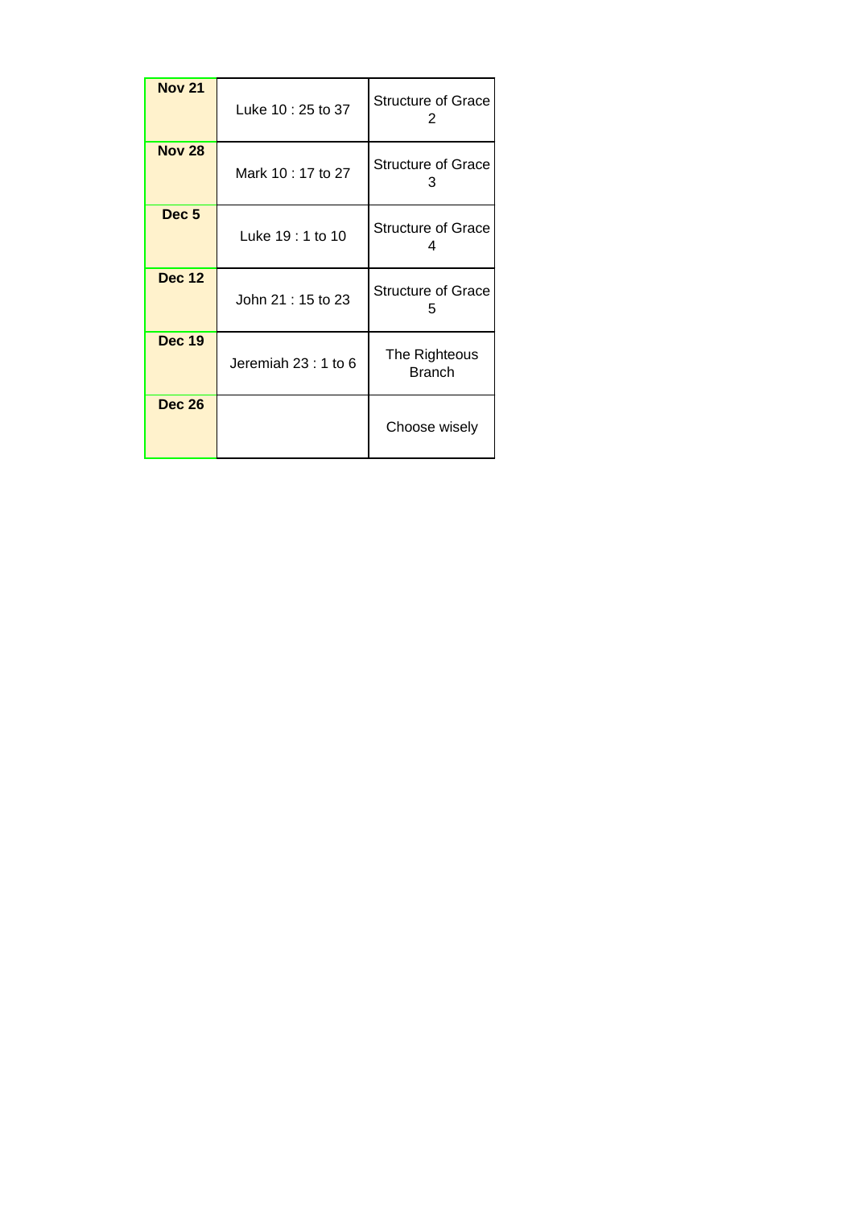| | | |
|---|---|---|
| **Nov 21** | Luke 10 : 25 to 37 | Structure of Grace 2 |
| **Nov 28** | Mark 10 : 17 to 27 | Structure of Grace 3 |
| **Dec 5** | Luke 19 : 1 to 10 | Structure of Grace 4 |
| **Dec 12** | John 21 : 15 to 23 | Structure of Grace 5 |
| **Dec 19** | Jeremiah 23 : 1 to 6 | The Righteous Branch |
| **Dec 26** | | Choose wisely |